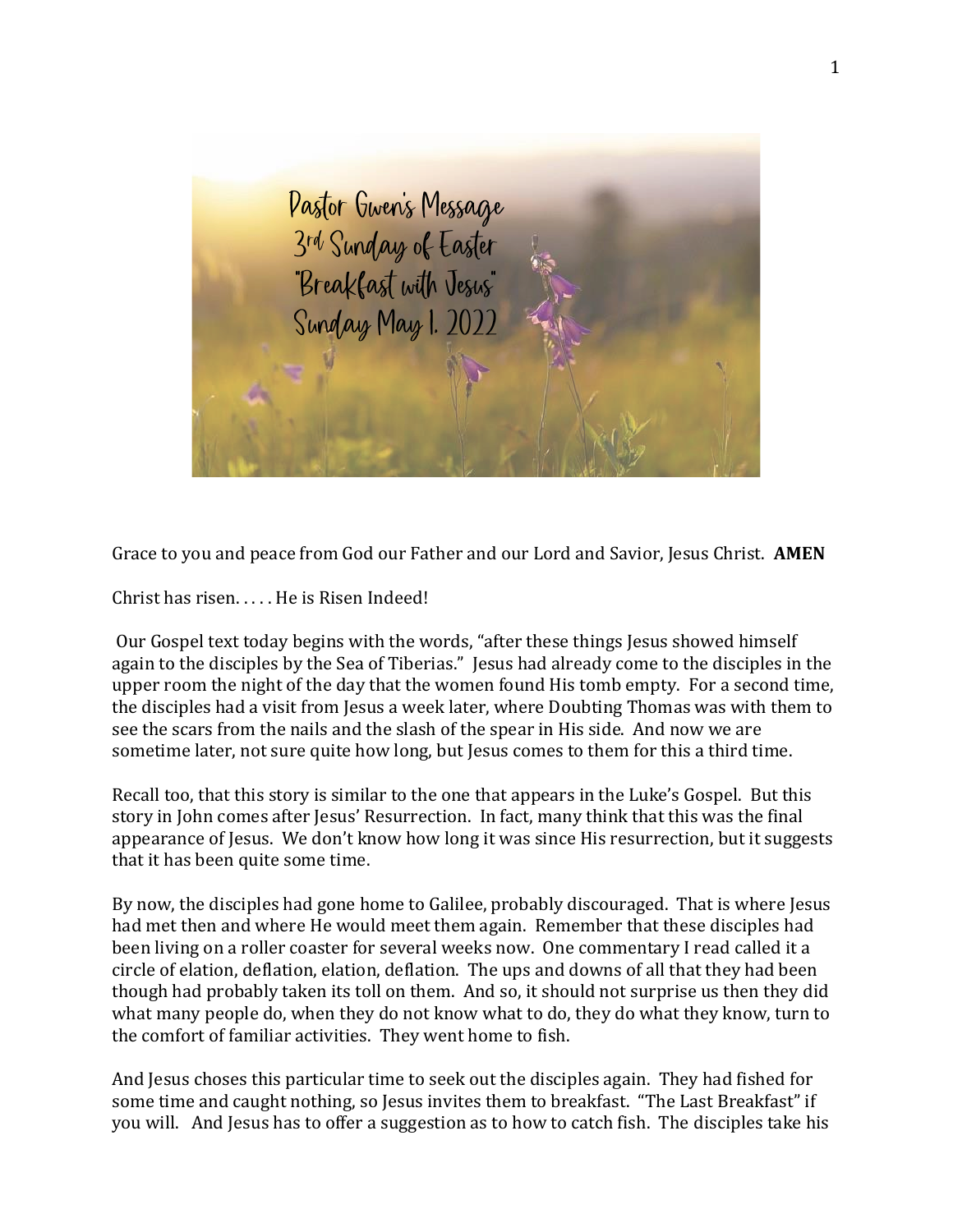Pastor Gwen's Message
3rd Sunday of Easter
"Breakfast with Jesus"
Sunday May 1. 2022

Grace to you and peace from God our Father and our Lord and Savior, Jesus Christ. **AMEN**

Christ has risen. . . . . He is Risen Indeed!

Our Gospel text today begins with the words, "after these things Jesus showed himself again to the disciples by the Sea of Tiberias." Jesus had already come to the disciples in the upper room the night of the day that the women found His tomb empty. For a second time, the disciples had a visit from Jesus a week later, where Doubting Thomas was with them to see the scars from the nails and the slash of the spear in His side. And now we are sometime later, not sure quite how long, but Jesus comes to them for this a third time.

Recall too, that this story is similar to the one that appears in the Luke's Gospel. But this story in John comes after Jesus' Resurrection. In fact, many think that this was the final appearance of Jesus. We don't know how long it was since His resurrection, but it suggests that it has been quite some time.

By now, the disciples had gone home to Galilee, probably discouraged. That is where Jesus had met then and where He would meet them again. Remember that these disciples had been living on a roller coaster for several weeks now. One commentary I read called it a circle of elation, deflation, elation, deflation. The ups and downs of all that they had been though had probably taken its toll on them. And so, it should not surprise us then they did what many people do, when they do not know what to do, they do what they know, turn to the comfort of familiar activities. They went home to fish.

And Jesus choses this particular time to seek out the disciples again. They had fished for some time and caught nothing, so Jesus invites them to breakfast. "The Last Breakfast" if you will. And Jesus has to offer a suggestion as to how to catch fish. The disciples take his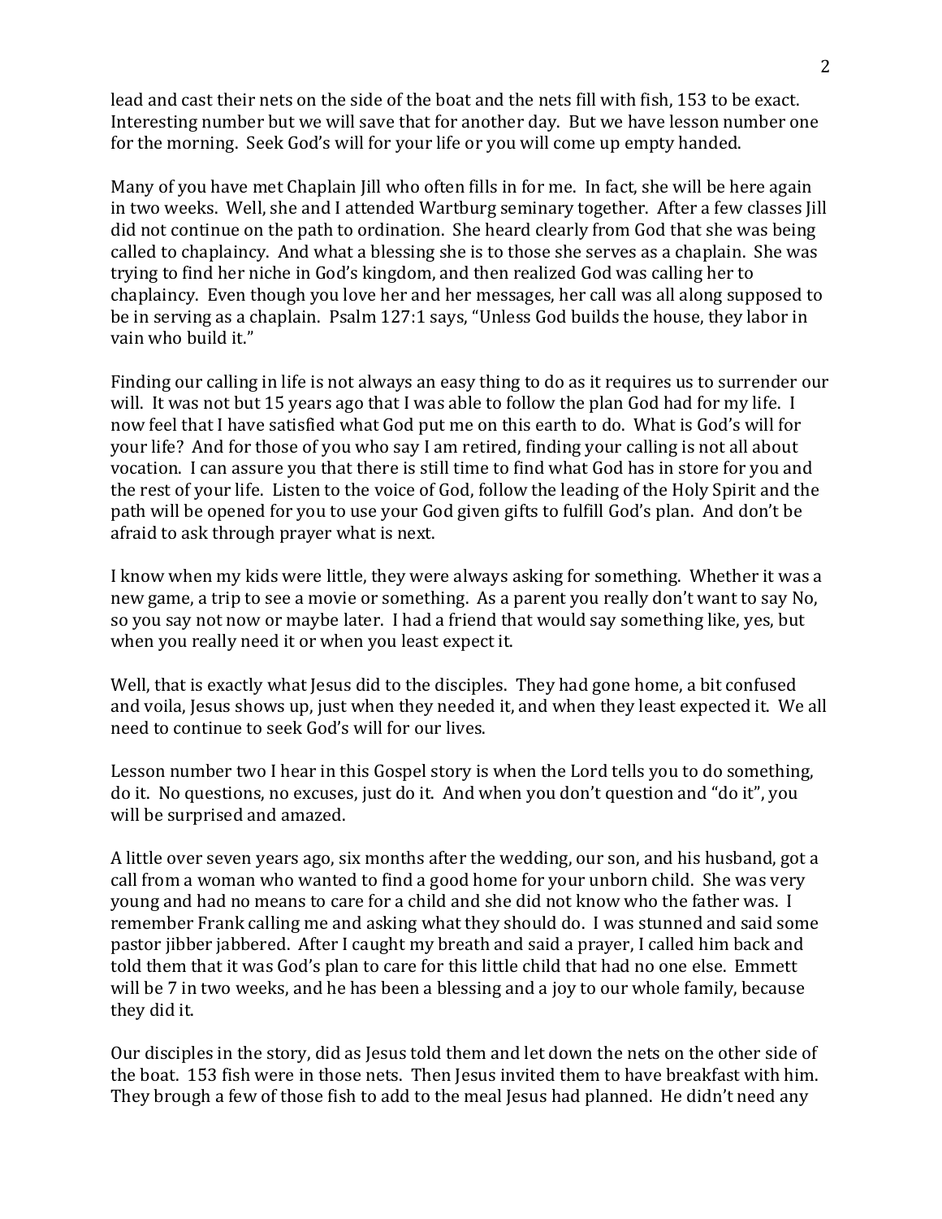lead and cast their nets on the side of the boat and the nets fill with fish, 153 to be exact. Interesting number but we will save that for another day. But we have lesson number one for the morning. Seek God's will for your life or you will come up empty handed.

Many of you have met Chaplain Jill who often fills in for me. In fact, she will be here again in two weeks. Well, she and I attended Wartburg seminary together. After a few classes Jill did not continue on the path to ordination. She heard clearly from God that she was being called to chaplaincy. And what a blessing she is to those she serves as a chaplain. She was trying to find her niche in God's kingdom, and then realized God was calling her to chaplaincy. Even though you love her and her messages, her call was all along supposed to be in serving as a chaplain. Psalm 127:1 says, "Unless God builds the house, they labor in vain who build it."

Finding our calling in life is not always an easy thing to do as it requires us to surrender our will. It was not but 15 years ago that I was able to follow the plan God had for my life. I now feel that I have satisfied what God put me on this earth to do. What is God's will for your life? And for those of you who say I am retired, finding your calling is not all about vocation. I can assure you that there is still time to find what God has in store for you and the rest of your life. Listen to the voice of God, follow the leading of the Holy Spirit and the path will be opened for you to use your God given gifts to fulfill God's plan. And don't be afraid to ask through prayer what is next.

I know when my kids were little, they were always asking for something. Whether it was a new game, a trip to see a movie or something. As a parent you really don't want to say No, so you say not now or maybe later. I had a friend that would say something like, yes, but when you really need it or when you least expect it.

Well, that is exactly what Jesus did to the disciples. They had gone home, a bit confused and voila, Jesus shows up, just when they needed it, and when they least expected it. We all need to continue to seek God's will for our lives.

Lesson number two I hear in this Gospel story is when the Lord tells you to do something, do it. No questions, no excuses, just do it. And when you don't question and "do it", you will be surprised and amazed.

A little over seven years ago, six months after the wedding, our son, and his husband, got a call from a woman who wanted to find a good home for your unborn child. She was very young and had no means to care for a child and she did not know who the father was. I remember Frank calling me and asking what they should do. I was stunned and said some pastor jibber jabbered. After I caught my breath and said a prayer, I called him back and told them that it was God's plan to care for this little child that had no one else. Emmett will be 7 in two weeks, and he has been a blessing and a joy to our whole family, because they did it.

Our disciples in the story, did as Jesus told them and let down the nets on the other side of the boat. 153 fish were in those nets. Then Jesus invited them to have breakfast with him. They brough a few of those fish to add to the meal Jesus had planned. He didn't need any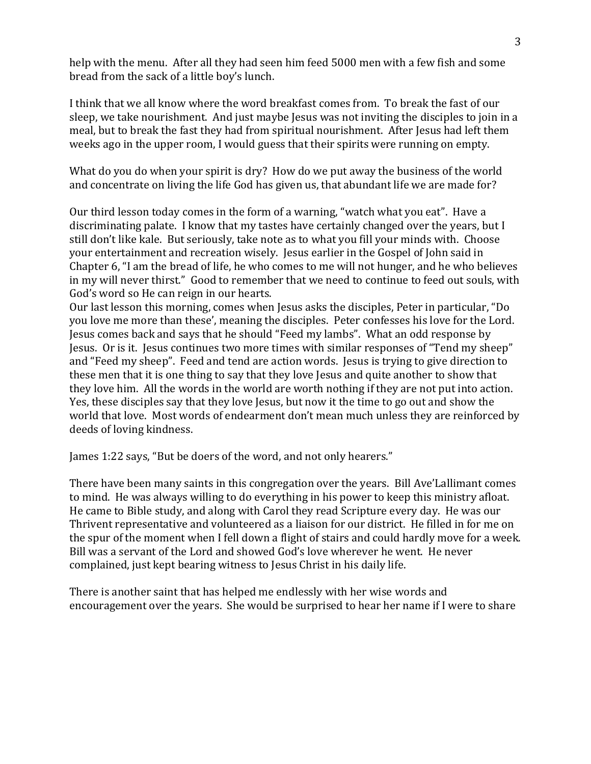help with the menu. After all they had seen him feed 5000 men with a few fish and some bread from the sack of a little boy's lunch.

I think that we all know where the word breakfast comes from. To break the fast of our sleep, we take nourishment. And just maybe Jesus was not inviting the disciples to join in a meal, but to break the fast they had from spiritual nourishment. After Jesus had left them weeks ago in the upper room, I would guess that their spirits were running on empty.

What do you do when your spirit is dry? How do we put away the business of the world and concentrate on living the life God has given us, that abundant life we are made for?

Our third lesson today comes in the form of a warning, "watch what you eat". Have a discriminating palate. I know that my tastes have certainly changed over the years, but I still don't like kale. But seriously, take note as to what you fill your minds with. Choose your entertainment and recreation wisely. Jesus earlier in the Gospel of John said in Chapter 6, "I am the bread of life, he who comes to me will not hunger, and he who believes in my will never thirst." Good to remember that we need to continue to feed out souls, with God's word so He can reign in our hearts.

Our last lesson this morning, comes when Jesus asks the disciples, Peter in particular, "Do you love me more than these', meaning the disciples. Peter confesses his love for the Lord. Jesus comes back and says that he should "Feed my lambs". What an odd response by Jesus. Or is it. Jesus continues two more times with similar responses of "Tend my sheep" and "Feed my sheep". Feed and tend are action words. Jesus is trying to give direction to these men that it is one thing to say that they love Jesus and quite another to show that they love him. All the words in the world are worth nothing if they are not put into action. Yes, these disciples say that they love Jesus, but now it the time to go out and show the world that love. Most words of endearment don't mean much unless they are reinforced by deeds of loving kindness.

James 1:22 says, "But be doers of the word, and not only hearers."

There have been many saints in this congregation over the years. Bill Ave'Lallimant comes to mind. He was always willing to do everything in his power to keep this ministry afloat. He came to Bible study, and along with Carol they read Scripture every day. He was our Thrivent representative and volunteered as a liaison for our district. He filled in for me on the spur of the moment when I fell down a flight of stairs and could hardly move for a week. Bill was a servant of the Lord and showed God's love wherever he went. He never complained, just kept bearing witness to Jesus Christ in his daily life.

There is another saint that has helped me endlessly with her wise words and encouragement over the years. She would be surprised to hear her name if I were to share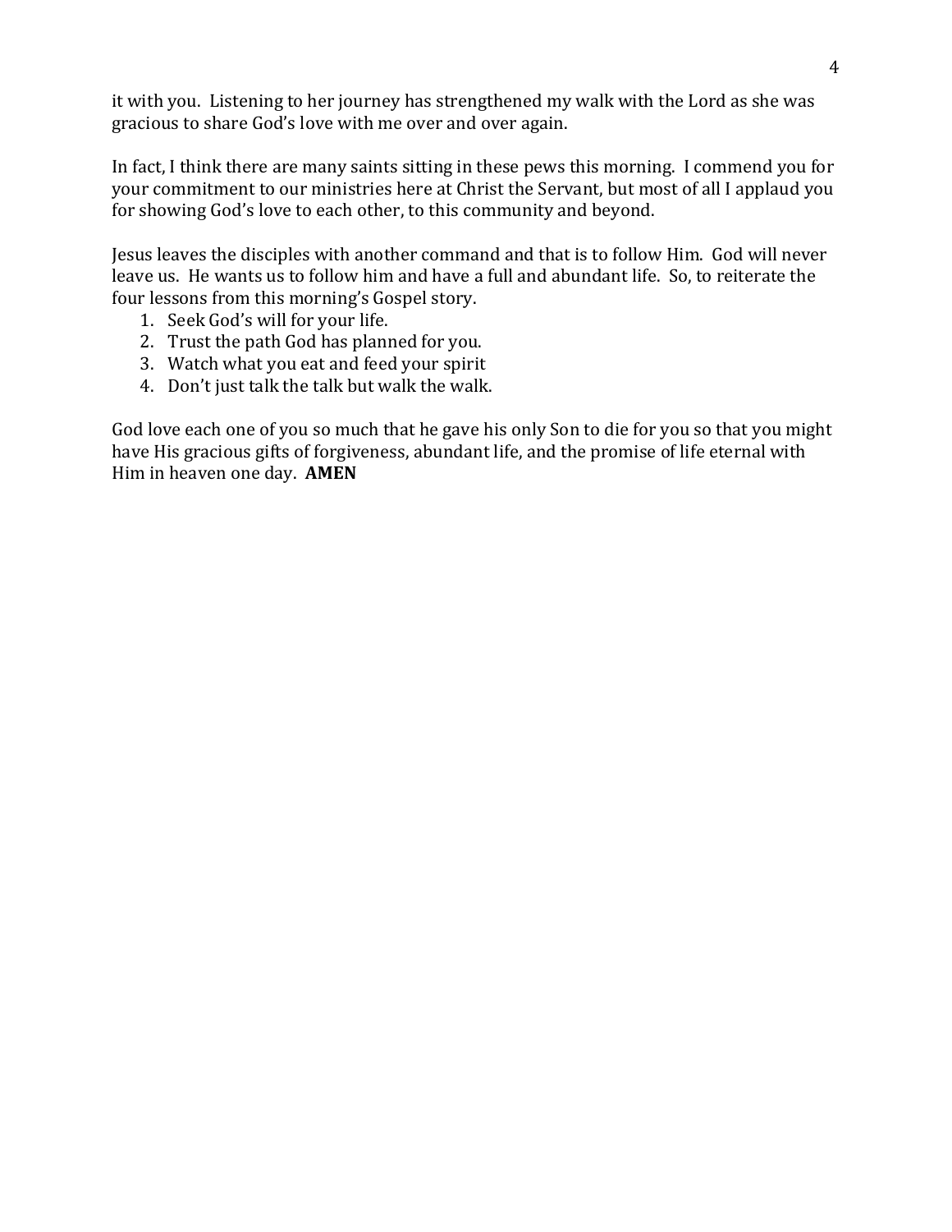it with you.  Listening to her journey has strengthened my walk with the Lord as she was gracious to share God's love with me over and over again.

In fact, I think there are many saints sitting in these pews this morning.  I commend you for your commitment to our ministries here at Christ the Servant, but most of all I applaud you for showing God's love to each other, to this community and beyond.

Jesus leaves the disciples with another command and that is to follow Him.  God will never leave us.  He wants us to follow him and have a full and abundant life.  So, to reiterate the four lessons from this morning's Gospel story.

1. Seek God's will for your life.
2. Trust the path God has planned for you.
3. Watch what you eat and feed your spirit
4. Don't just talk the talk but walk the walk.

God love each one of you so much that he gave his only Son to die for you so that you might have His gracious gifts of forgiveness, abundant life, and the promise of life eternal with Him in heaven one day.  **AMEN**